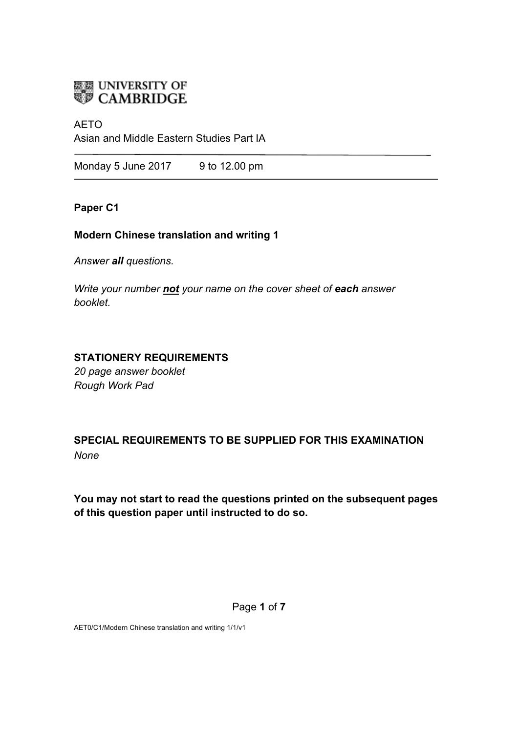UNIVERSITY OF CAMBRIDGE

AETO
Asian and Middle Eastern Studies Part IA

Monday 5 June 2017 9 to 12.00 pm

**Paper C1**

**Modern Chinese translation and writing 1**

*Answer **all** questions.*

*Write your number **not** your name on the cover sheet of **each** answer booklet.*

**STATIONERY REQUIREMENTS**
*20 page answer booklet*
*Rough Work Pad*

**SPECIAL REQUIREMENTS TO BE SUPPLIED FOR THIS EXAMINATION**
*None*

**You may not start to read the questions printed on the subsequent pages of this question paper until instructed to do so.**

AET0/C1/Modern Chinese translation and writing 1/1/v1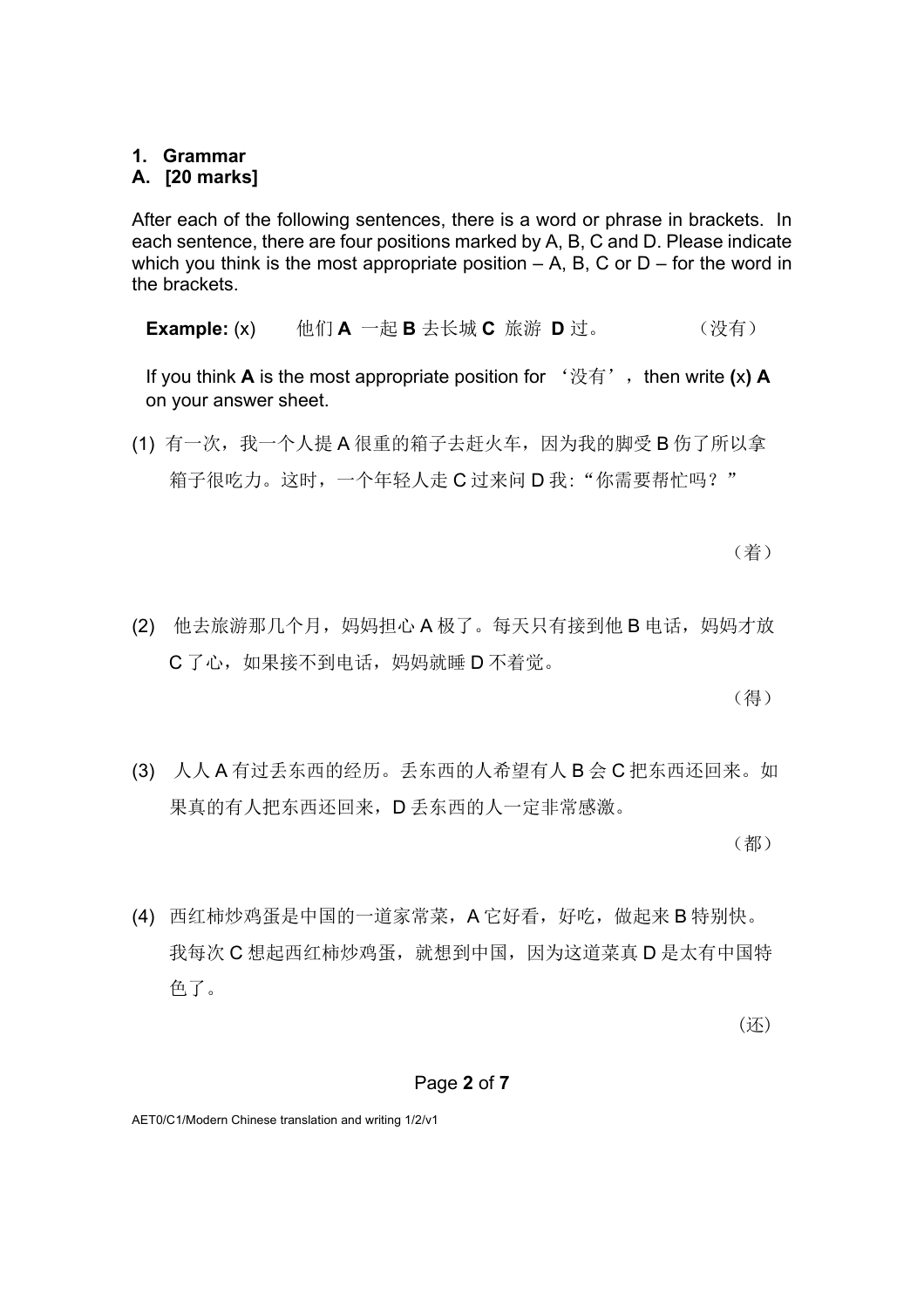**1. Grammar**

**A. [20 marks]**

After each of the following sentences, there is a word or phrase in brackets. In each sentence, there are four positions marked by A, B, C and D. Please indicate which you think is the most appropriate position – A, B, C or D – for the word in the brackets.

> **Example:** (x)　他们 **A** 一起 **B** 去长城 **C** 旅游 **D** 过。　（没有）
>
> If you think **A** is the most appropriate position for ‘没有’, then write **(x) A** on your answer sheet.

(1) 有一次，我一个人提 A 很重的箱子去赶火车，因为我的脚受 B 伤了所以拿箱子很吃力。这时，一个年轻人走 C 过来问 D 我:“你需要帮忙吗？”

（着）

(2) 他去旅游那几个月，妈妈担心 A 极了。每天只有接到他 B 电话，妈妈才放 C 了心，如果接不到电话，妈妈就睡 D 不着觉。

（得）

(3) 人人 A 有过丢东西的经历。丢东西的人希望有人 B 会 C 把东西还回来。如果真的有人把东西还回来，D 丢东西的人一定非常感激。

（都）

(4) 西红柿炒鸡蛋是中国的一道家常菜，A 它好看，好吃，做起来 B 特别快。我每次 C 想起西红柿炒鸡蛋，就想到中国，因为这道菜真 D 是太有中国特色了。

（还）

AET0/C1/Modern Chinese translation and writing 1/2/v1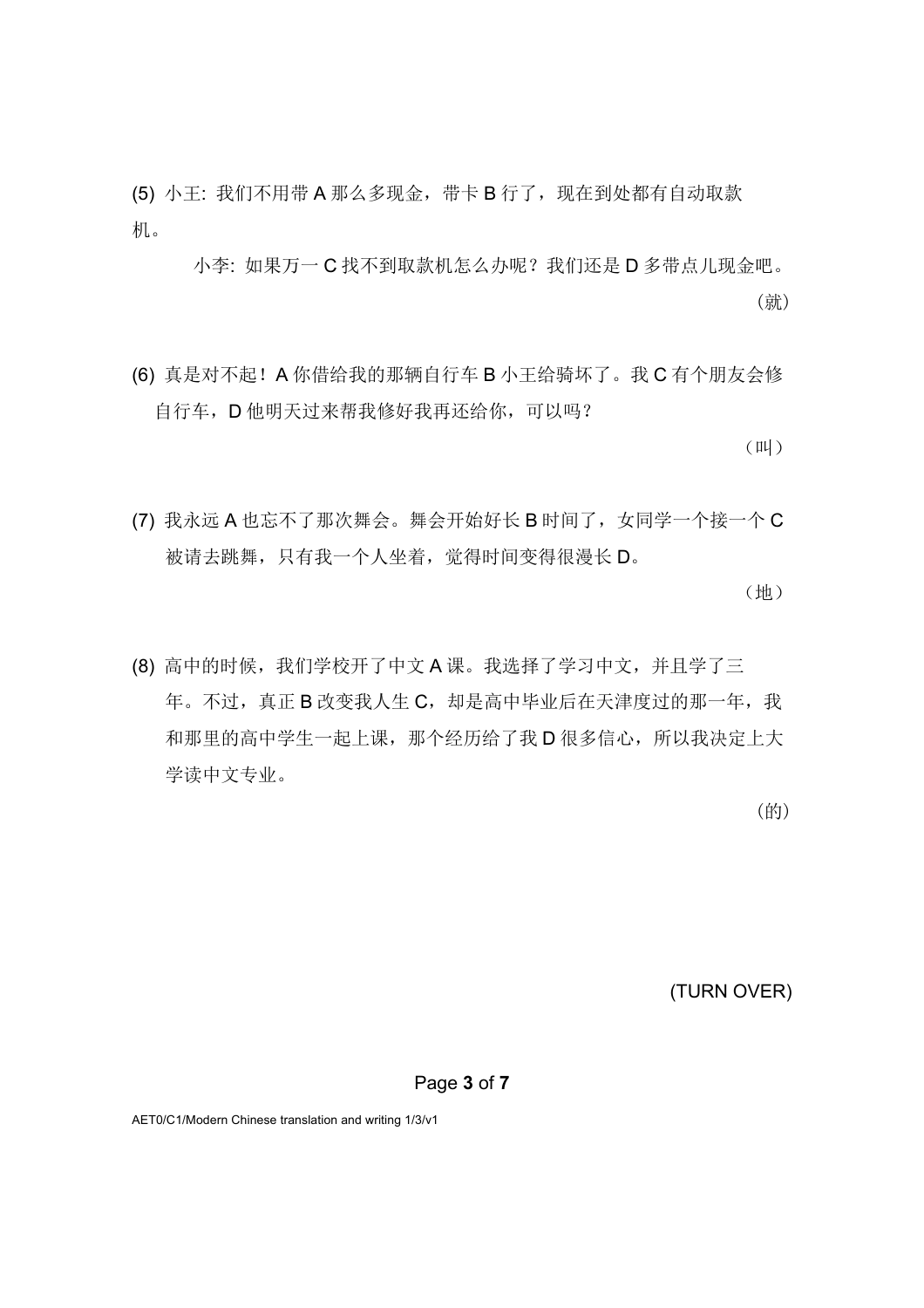(5) 小王: 我们不用带 A 那么多现金，带卡 B 行了，现在到处都有自动取款机。

小李: 如果万一 C 找不到取款机怎么办呢？我们还是 D 多带点儿现金吧。

（就）

(6) 真是对不起！A 你借给我的那辆自行车 B 小王给骑坏了。我 C 有个朋友会修自行车，D 他明天过来帮我修好我再还给你，可以吗？

（叫）

(7) 我永远 A 也忘不了那次舞会。舞会开始好长 B 时间了，女同学一个接一个 C 被请去跳舞，只有我一个人坐着，觉得时间变得很漫长 D。

（地）

(8) 高中的时候，我们学校开了中文 A 课。我选择了学习中文，并且学了三年。不过，真正 B 改变我人生 C，却是高中毕业后在天津度过的那一年，我和那里的高中学生一起上课，那个经历给了我 D 很多信心，所以我决定上大学读中文专业。

（的）

(TURN OVER)

AET0/C1/Modern Chinese translation and writing 1/3/v1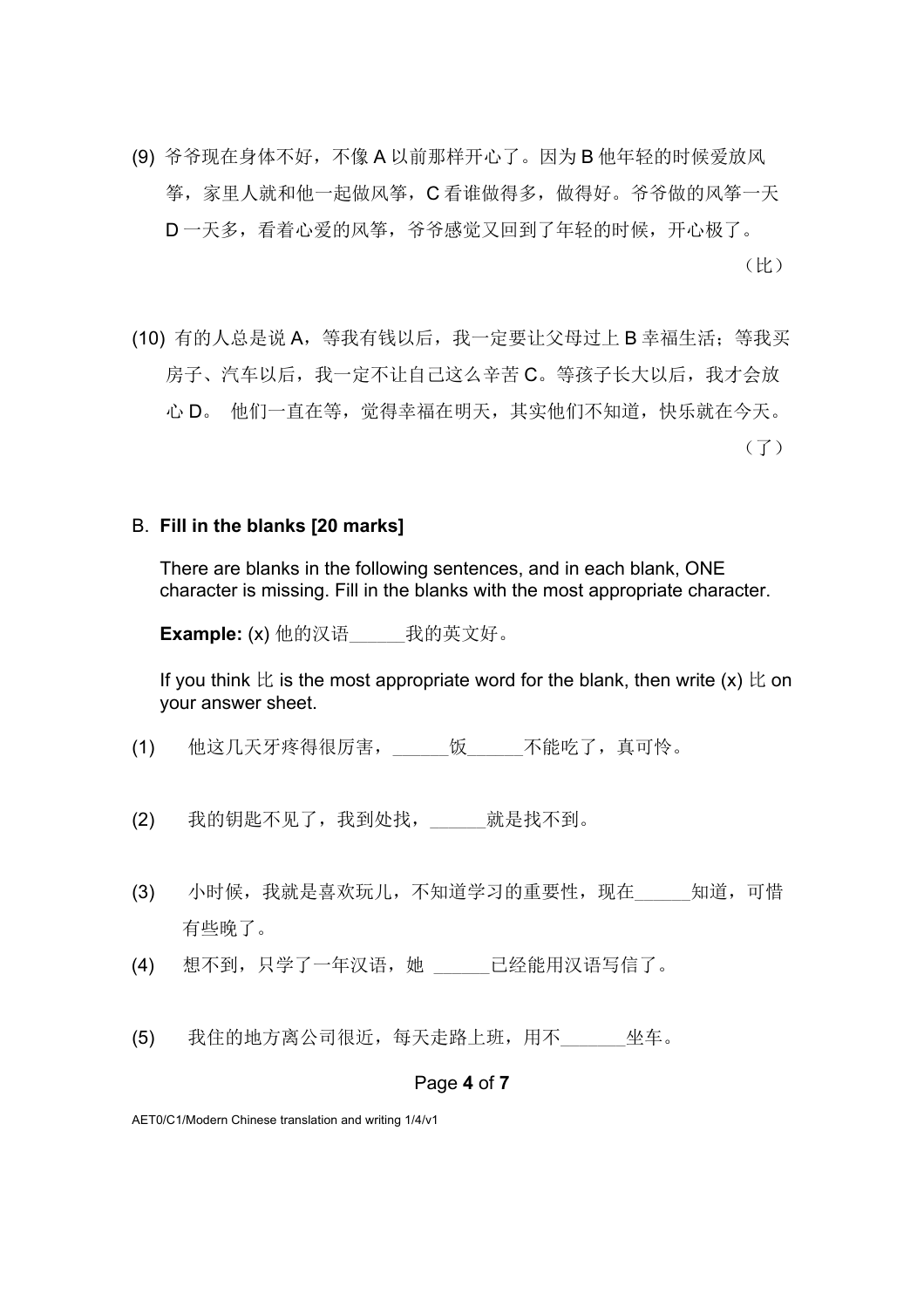(9) 爷爷现在身体不好，不像 A 以前那样开心了。因为 B 他年轻的时候爱放风筝，家里人就和他一起做风筝，C 看谁做得多，做得好。爷爷做的风筝一天 D 一天多，看着心爱的风筝，爷爷感觉又回到了年轻的时候，开心极了。

（比）

(10) 有的人总是说 A，等我有钱以后，我一定要让父母过上 B 幸福生活；等我买房子、汽车以后，我一定不让自己这么辛苦 C。等孩子长大以后，我才会放心 D。 他们一直在等，觉得幸福在明天，其实他们不知道，快乐就在今天。

（了）

B. **Fill in the blanks [20 marks]**

There are blanks in the following sentences, and in each blank, ONE character is missing. Fill in the blanks with the most appropriate character.

**Example:** (x) 他的汉语______我的英文好。

If you think 比 is the most appropriate word for the blank, then write (x) 比 on your answer sheet.

(1) 他这几天牙疼得很厉害，______饭______不能吃了，真可怜。

(2) 我的钥匙不见了，我到处找，______就是找不到。

(3) 小时候，我就是喜欢玩儿，不知道学习的重要性，现在______知道，可惜有些晚了。

(4) 想不到，只学了一年汉语，她 ______已经能用汉语写信了。

(5) 我住的地方离公司很近，每天走路上班，用不_______坐车。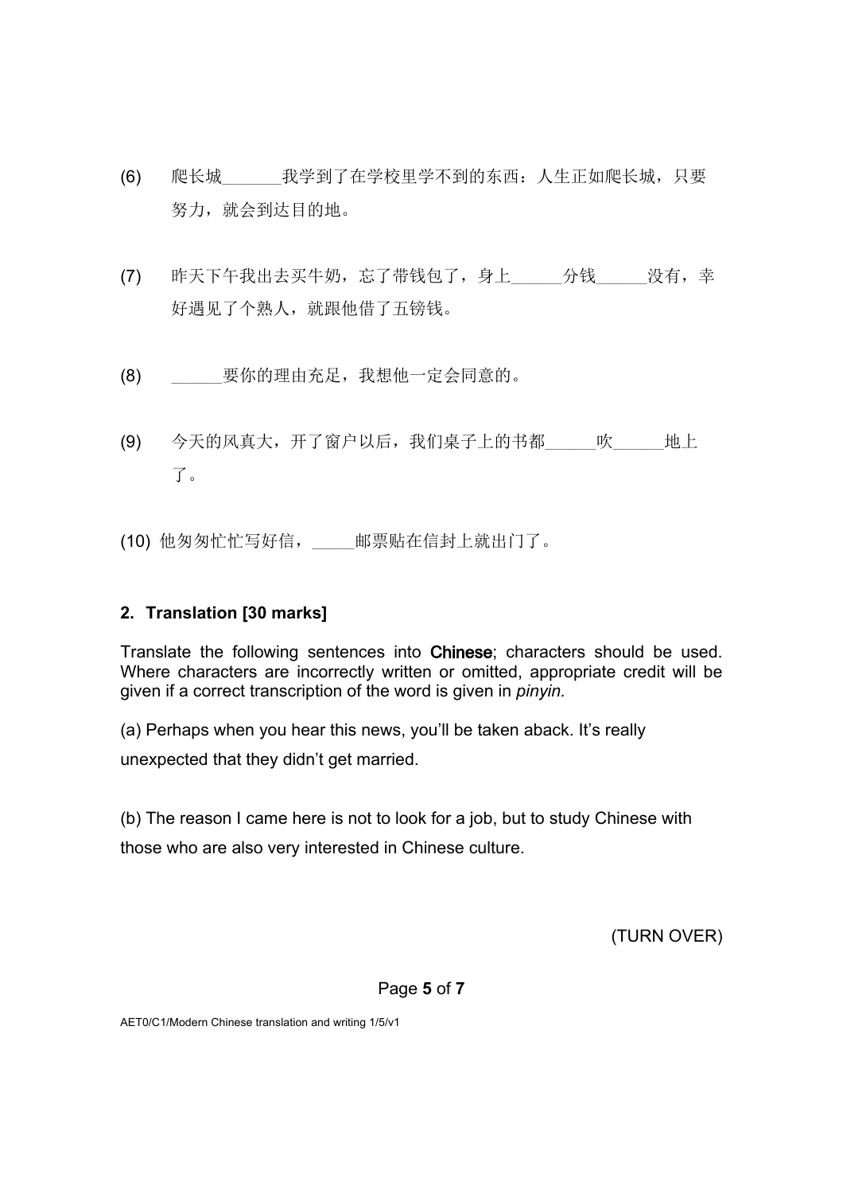(6) 爬长城______我学到了在学校里学不到的东西：人生正如爬长城，只要努力，就会到达目的地。

(7) 昨天下午我出去买牛奶，忘了带钱包了，身上_____分钱_____没有，幸好遇见了个熟人，就跟他借了五镑钱。

(8) _____要你的理由充足，我想他一定会同意的。

(9) 今天的风真大，开了窗户以后，我们桌子上的书都_____吹_____地上了。

(10) 他匆匆忙忙写好信，_____邮票贴在信封上就出门了。

### 2. Translation [30 marks]

Translate the following sentences into **Chinese**; characters should be used. Where characters are incorrectly written or omitted, appropriate credit will be given if a correct transcription of the word is given in *pinyin*.

(a) Perhaps when you hear this news, you'll be taken aback. It's really unexpected that they didn't get married.

(b) The reason I came here is not to look for a job, but to study Chinese with those who are also very interested in Chinese culture.

(TURN OVER)

AET0/C1/Modern Chinese translation and writing 1/5/v1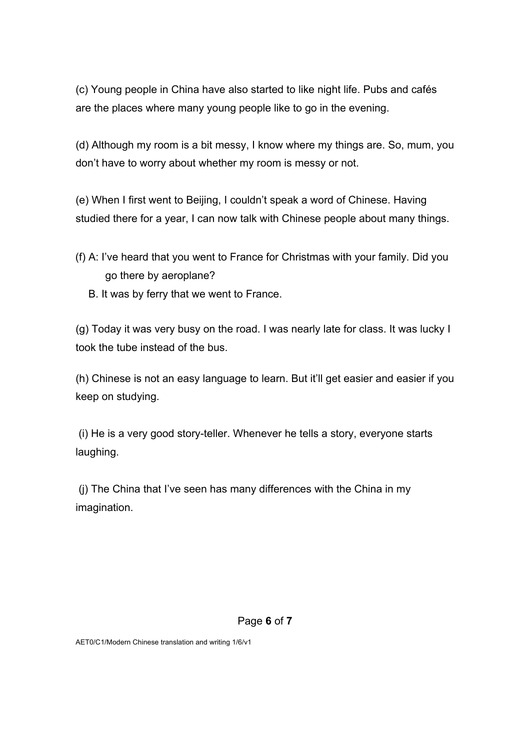(c) Young people in China have also started to like night life. Pubs and cafés are the places where many young people like to go in the evening.

(d) Although my room is a bit messy, I know where my things are. So, mum, you don't have to worry about whether my room is messy or not.

(e) When I first went to Beijing, I couldn't speak a word of Chinese. Having studied there for a year, I can now talk with Chinese people about many things.

(f) A: I've heard that you went to France for Christmas with your family. Did you go there by aeroplane?

B. It was by ferry that we went to France.

(g) Today it was very busy on the road. I was nearly late for class. It was lucky I took the tube instead of the bus.

(h) Chinese is not an easy language to learn. But it'll get easier and easier if you keep on studying.

(i) He is a very good story-teller. Whenever he tells a story, everyone starts laughing.

(j) The China that I've seen has many differences with the China in my imagination.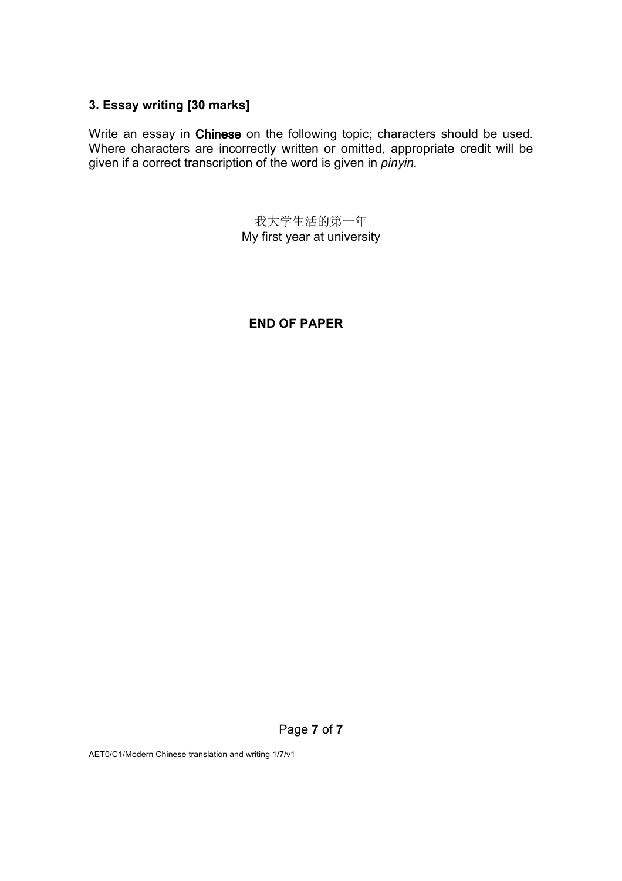### 3. Essay writing [30 marks]

Write an essay in **Chinese** on the following topic; characters should be used. Where characters are incorrectly written or omitted, appropriate credit will be given if a correct transcription of the word is given in *pinyin.*

我大学生活的第一年
My first year at university

**END OF PAPER**

AET0/C1/Modern Chinese translation and writing 1/7/v1